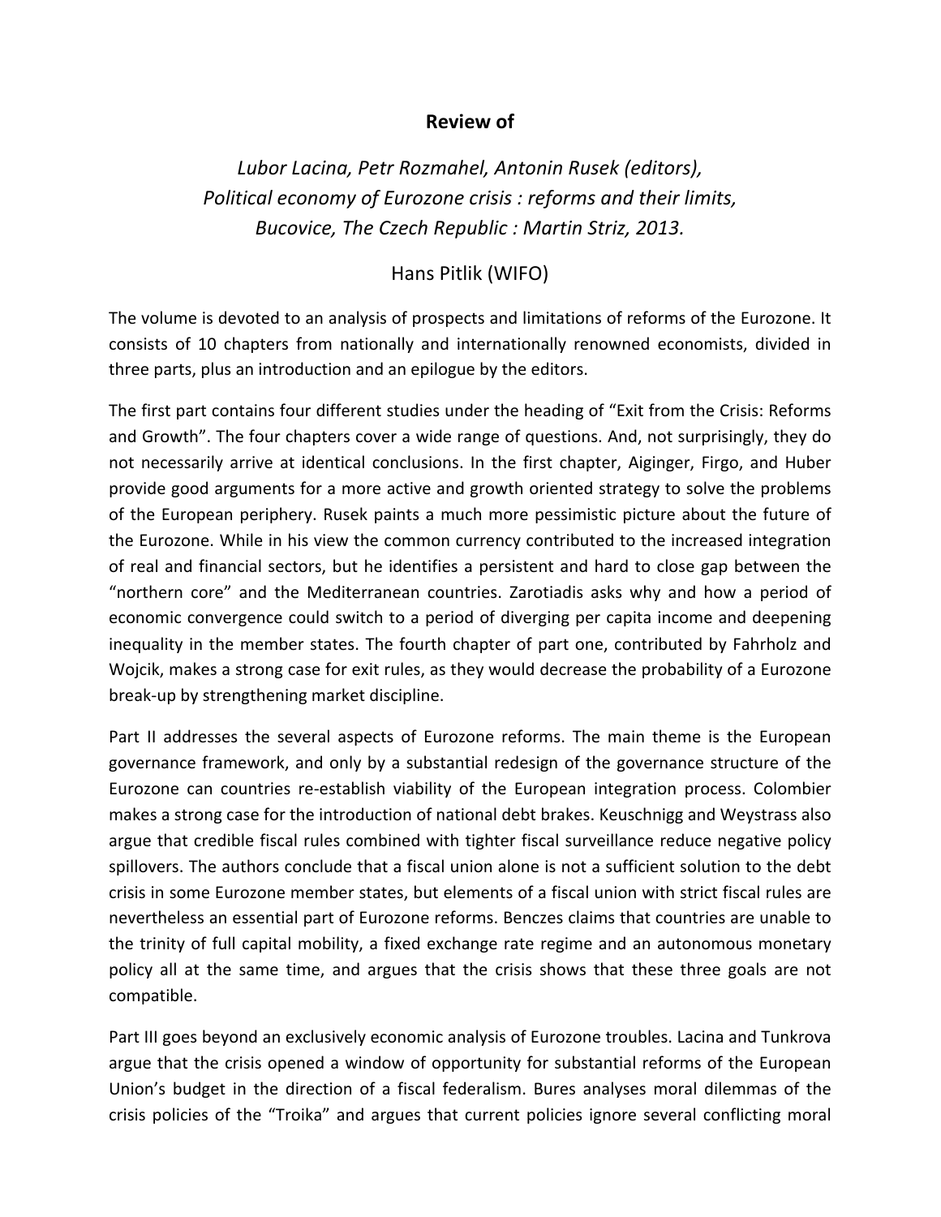**Review of**

*Lubor Lacina, Petr Rozmahel, Antonin Rusek (editors), Political economy of Eurozone crisis : reforms and their limits, Bucovice, The Czech Republic : Martin Striz, 2013.*

Hans Pitlik (WIFO)

The volume is devoted to an analysis of prospects and limitations of reforms of the Eurozone. It consists of 10 chapters from nationally and internationally renowned economists, divided in three parts, plus an introduction and an epilogue by the editors.

The first part contains four different studies under the heading of "Exit from the Crisis: Reforms and Growth". The four chapters cover a wide range of questions. And, not surprisingly, they do not necessarily arrive at identical conclusions. In the first chapter, Aiginger, Firgo, and Huber provide good arguments for a more active and growth oriented strategy to solve the problems of the European periphery. Rusek paints a much more pessimistic picture about the future of the Eurozone. While in his view the common currency contributed to the increased integration of real and financial sectors, but he identifies a persistent and hard to close gap between the "northern core" and the Mediterranean countries. Zarotiadis asks why and how a period of economic convergence could switch to a period of diverging per capita income and deepening inequality in the member states. The fourth chapter of part one, contributed by Fahrholz and Wojcik, makes a strong case for exit rules, as they would decrease the probability of a Eurozone break-up by strengthening market discipline.

Part II addresses the several aspects of Eurozone reforms. The main theme is the European governance framework, and only by a substantial redesign of the governance structure of the Eurozone can countries re-establish viability of the European integration process. Colombier makes a strong case for the introduction of national debt brakes. Keuschnigg and Weystrass also argue that credible fiscal rules combined with tighter fiscal surveillance reduce negative policy spillovers. The authors conclude that a fiscal union alone is not a sufficient solution to the debt crisis in some Eurozone member states, but elements of a fiscal union with strict fiscal rules are nevertheless an essential part of Eurozone reforms. Benczes claims that countries are unable to the trinity of full capital mobility, a fixed exchange rate regime and an autonomous monetary policy all at the same time, and argues that the crisis shows that these three goals are not compatible.

Part III goes beyond an exclusively economic analysis of Eurozone troubles. Lacina and Tunkrova argue that the crisis opened a window of opportunity for substantial reforms of the European Union's budget in the direction of a fiscal federalism. Bures analyses moral dilemmas of the crisis policies of the "Troika" and argues that current policies ignore several conflicting moral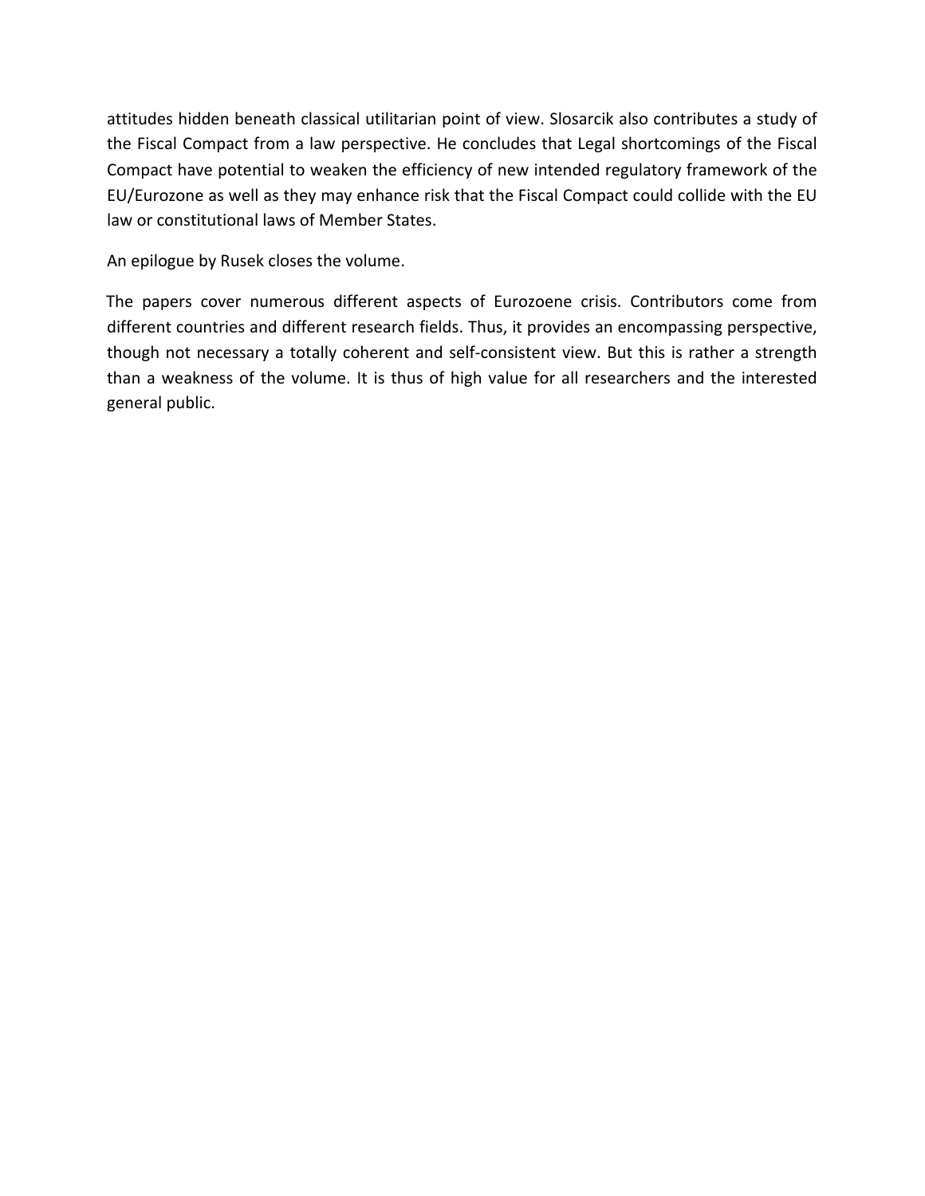attitudes hidden beneath classical utilitarian point of view. Slosarcik also contributes a study of the Fiscal Compact from a law perspective. He concludes that Legal shortcomings of the Fiscal Compact have potential to weaken the efficiency of new intended regulatory framework of the EU/Eurozone as well as they may enhance risk that the Fiscal Compact could collide with the EU law or constitutional laws of Member States.

An epilogue by Rusek closes the volume.

The papers cover numerous different aspects of Eurozoene crisis. Contributors come from different countries and different research fields. Thus, it provides an encompassing perspective, though not necessary a totally coherent and self-consistent view. But this is rather a strength than a weakness of the volume. It is thus of high value for all researchers and the interested general public.